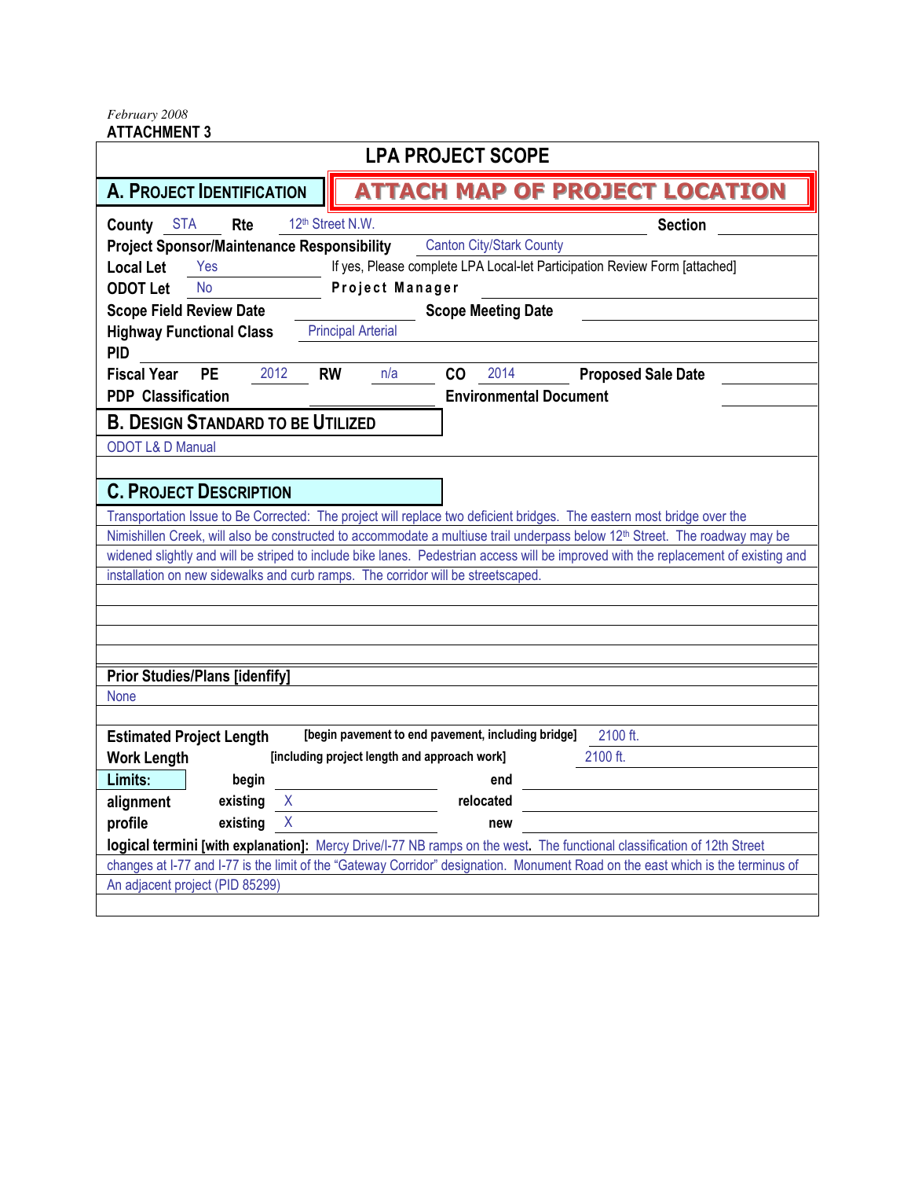*February 2008*

**ATTACHMENT 3**

# LPA PROJECT SCOPE

## A. PROJECT IDENTIFICATION

**ATTACH MAP OF PROJECT LOCATION**

**County** STA **Rte** 12th Street N.W. **Section**

**Project Sponsor/Maintenance Responsibility** Canton City/Stark County

**Local Let** Yes If yes, Please complete LPA Local-let Participation Review Form [attached]

**ODOT Let** No **Project Manager**

**Scope Field Review Date** **Scope Meeting Date**

**Highway Functional Class** Principal Arterial

**PID**

**Fiscal Year PE** 2012 **RW** n/a **CO** 2014 **Proposed Sale Date**

**PDP Classification** **Environmental Document**

## B. DESIGN STANDARD TO BE UTILIZED

ODOT L& D Manual

## C. PROJECT DESCRIPTION

Transportation Issue to Be Corrected: The project will replace two deficient bridges. The eastern most bridge over the Nimishillen Creek, will also be constructed to accommodate a multiuse trail underpass below 12th Street. The roadway may be widened slightly and will be striped to include bike lanes. Pedestrian access will be improved with the replacement of existing and installation on new sidewalks and curb ramps. The corridor will be streetscaped.

**Prior Studies/Plans [idenfify]**

None

**Estimated Project Length** **[begin pavement to end pavement, including bridge]** 2100 ft.

**Work Length** **[including project length and approach work]** 2100 ft.

**Limits:** **begin** **end**

**alignment** **existing** X **relocated**

**profile** **existing** X **new**

**logical termini [with explanation]:** Mercy Drive/I-77 NB ramps on the west**.** The functional classification of 12th Street changes at I-77 and I-77 is the limit of the "Gateway Corridor" designation. Monument Road on the east which is the terminus of An adjacent project (PID 85299)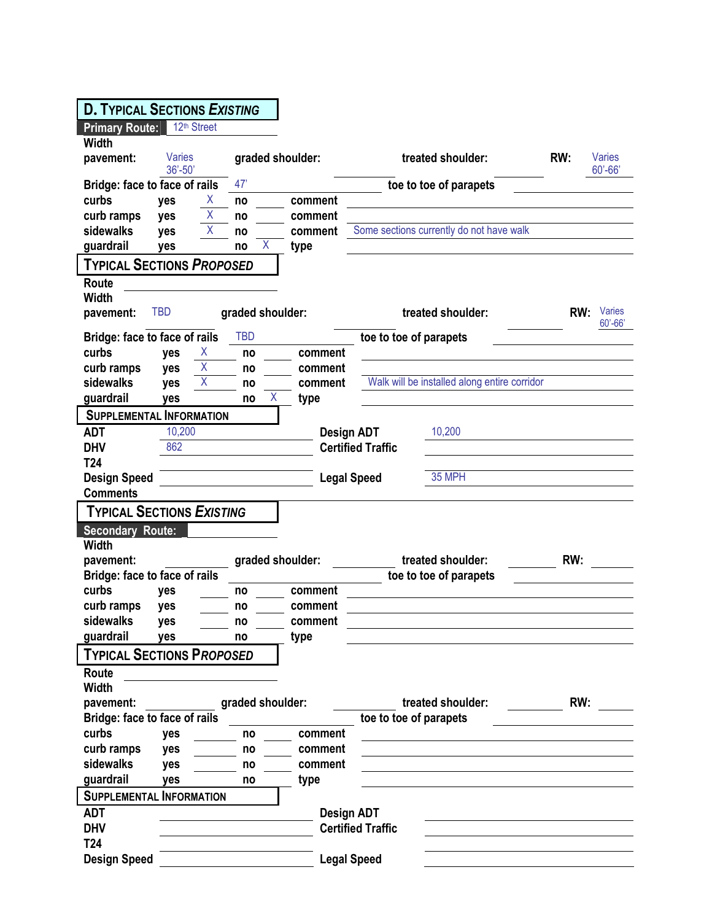## D. Typical Sections Existing

**Primary Route:** 12th Street

**Width**

| | | | | | | | |
|---|---|---|---|---|---|---|---|
| **pavement:** | Varies 36'-50' | **graded shoulder:** | | **treated shoulder:** | | **RW:** | Varies 60'-66' |
| **Bridge: face to face of rails** | 47' | **toe to toe of parapets** | | | | | |

| | | | | | | |
|---|---|---|---|---|---|---|
| **curbs** | **yes** | X | **no** | | **comment** | |
| **curb ramps** | **yes** | X | **no** | | **comment** | |
| **sidewalks** | **yes** | X | **no** | | **comment** | Some sections currently do not have walk |
| **guardrail** | **yes** | | **no** | X | **type** | |

## Typical Sections Proposed

**Route**

**Width**

| | | | | | | | |
|---|---|---|---|---|---|---|---|
| **pavement:** | TBD | **graded shoulder:** | | **treated shoulder:** | | **RW:** | Varies 60'-66' |
| **Bridge: face to face of rails** | TBD | **toe to toe of parapets** | | | | | |

| | | | | | | |
|---|---|---|---|---|---|---|
| **curbs** | **yes** | X | **no** | | **comment** | |
| **curb ramps** | **yes** | X | **no** | | **comment** | |
| **sidewalks** | **yes** | X | **no** | | **comment** | Walk will be installed along entire corridor |
| **guardrail** | **yes** | | **no** | X | **type** | |

## Supplemental Information

| | | | |
|---|---|---|---|
| **ADT** | 10,200 | **Design ADT** | 10,200 |
| **DHV** | 862 | **Certified Traffic** | |
| **T24** | | | |
| **Design Speed** | | **Legal Speed** | 35 MPH |
| **Comments** | | | |

## Typical Sections Existing

**Secondary Route:**

**Width**

| | | | | | | | |
|---|---|---|---|---|---|---|---|
| **pavement:** | | **graded shoulder:** | | **treated shoulder:** | | **RW:** | |
| **Bridge: face to face of rails** | | **toe to toe of parapets** | | | | | |

| | | | | | | |
|---|---|---|---|---|---|---|
| **curbs** | **yes** | | **no** | | **comment** | |
| **curb ramps** | **yes** | | **no** | | **comment** | |
| **sidewalks** | **yes** | | **no** | | **comment** | |
| **guardrail** | **yes** | | **no** | | **type** | |

## Typical Sections Proposed

**Route**

**Width**

| | | | | | | | |
|---|---|---|---|---|---|---|---|
| **pavement:** | | **graded shoulder:** | | **treated shoulder:** | | **RW:** | |
| **Bridge: face to face of rails** | | **toe to toe of parapets** | | | | | |

| | | | | | | |
|---|---|---|---|---|---|---|
| **curbs** | **yes** | | **no** | | **comment** | |
| **curb ramps** | **yes** | | **no** | | **comment** | |
| **sidewalks** | **yes** | | **no** | | **comment** | |
| **guardrail** | **yes** | | **no** | | **type** | |

## Supplemental Information

| | | | |
|---|---|---|---|
| **ADT** | | **Design ADT** | |
| **DHV** | | **Certified Traffic** | |
| **T24** | | | |
| **Design Speed** | | **Legal Speed** | |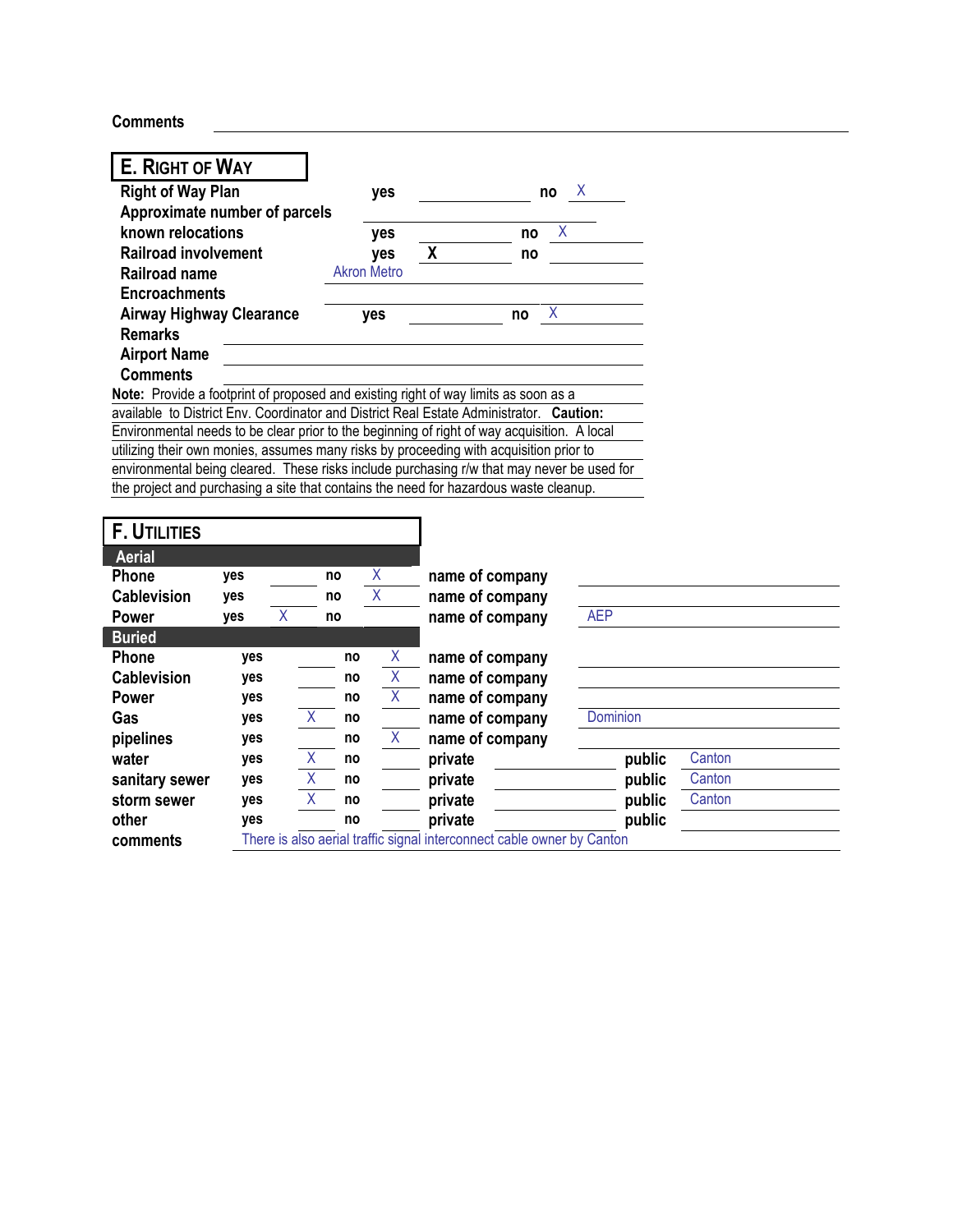**Comments**

## E. Right of Way

| | | | | |
|---|---|---|---|---|
| **Right of Way Plan** | **yes** | | **no** | X |
| **Approximate number of parcels** | | | | |
| **known relocations** | **yes** | | **no** | X |
| **Railroad involvement** | **yes** | **X** | **no** | |
| **Railroad name** | Akron Metro | | | |
| **Encroachments** | | | | |
| **Airway Highway Clearance** | **yes** | | **no** | X |
| **Remarks** | | | | |
| **Airport Name** | | | | |
| **Comments** | | | | |

**Note:** Provide a footprint of proposed and existing right of way limits as soon as a available to District Env. Coordinator and District Real Estate Administrator. **Caution:** Environmental needs to be clear prior to the beginning of right of way acquisition. A local utilizing their own monies, assumes many risks by proceeding with acquisition prior to environmental being cleared. These risks include purchasing r/w that may never be used for the project and purchasing a site that contains the need for hazardous waste cleanup.

## F. Utilities

**Aerial**

| | yes | | no | | | |
|---|---|---|---|---|---|---|
| **Phone** | **yes** | | **no** | X | **name of company** | |
| **Cablevision** | **yes** | | **no** | X | **name of company** | |
| **Power** | **yes** | X | **no** | | **name of company** | AEP |

**Buried**

| | yes | | no | | | | | |
|---|---|---|---|---|---|---|---|---|
| **Phone** | **yes** | | **no** | X | **name of company** | | | |
| **Cablevision** | **yes** | | **no** | X | **name of company** | | | |
| **Power** | **yes** | | **no** | X | **name of company** | | | |
| **Gas** | **yes** | X | **no** | | **name of company** | Dominion | | |
| **pipelines** | **yes** | | **no** | X | **name of company** | | | |
| **water** | **yes** | X | **no** | | **private** | | **public** | Canton |
| **sanitary sewer** | **yes** | X | **no** | | **private** | | **public** | Canton |
| **storm sewer** | **yes** | X | **no** | | **private** | | **public** | Canton |
| **other** | **yes** | | **no** | | **private** | | **public** | |

**comments** There is also aerial traffic signal interconnect cable owner by Canton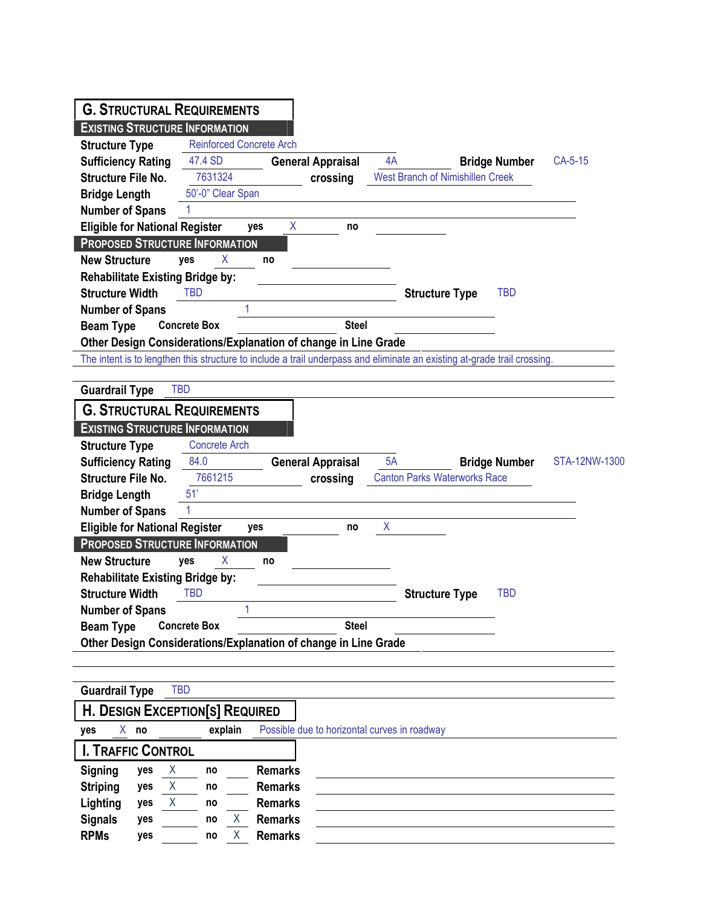## G. Structural Requirements

### Existing Structure Information

**Structure Type** Reinforced Concrete Arch

**Sufficiency Rating** 47.4 SD **General Appraisal** 4A **Bridge Number** CA-5-15

**Structure File No.** 7631324 **crossing** West Branch of Nimishillen Creek

**Bridge Length** 50'-0" Clear Span

**Number of Spans** 1

**Eligible for National Register** yes X no

### Proposed Structure Information

**New Structure** yes X no

**Rehabilitate Existing Bridge by:**

**Structure Width** TBD **Structure Type** TBD

**Number of Spans** 1

**Beam Type** Concrete Box Steel

**Other Design Considerations/Explanation of change in Line Grade**

The intent is to lengthen this structure to include a trail underpass and eliminate an existing at-grade trail crossing.

**Guardrail Type** TBD

## G. Structural Requirements

### Existing Structure Information

**Structure Type** Concrete Arch

**Sufficiency Rating** 84.0 **General Appraisal** 5A **Bridge Number** STA-12NW-1300

**Structure File No.** 7661215 **crossing** Canton Parks Waterworks Race

**Bridge Length** 51'

**Number of Spans** 1

**Eligible for National Register** yes no X

### Proposed Structure Information

**New Structure** yes X no

**Rehabilitate Existing Bridge by:**

**Structure Width** TBD **Structure Type** TBD

**Number of Spans** 1

**Beam Type** Concrete Box Steel

**Other Design Considerations/Explanation of change in Line Grade**

**Guardrail Type** TBD

## H. Design Exception[s] Required

yes X no **explain** Possible due to horizontal curves in roadway

## I. Traffic Control

| | yes | no | Remarks |
|---|---|---|---|
| **Signing** | X | | |
| **Striping** | X | | |
| **Lighting** | X | | |
| **Signals** | | X | |
| **RPMs** | | X | |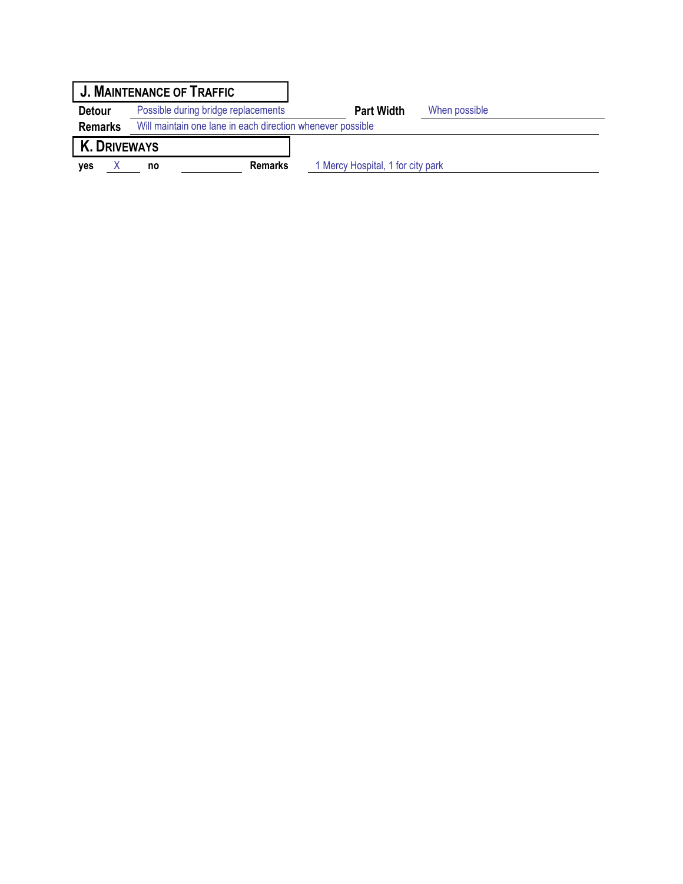## J. Maintenance of Traffic

**Detour** Possible during bridge replacements **Part Width** When possible

**Remarks** Will maintain one lane in each direction whenever possible

## K. Driveways

**yes** X **no** **Remarks** 1 Mercy Hospital, 1 for city park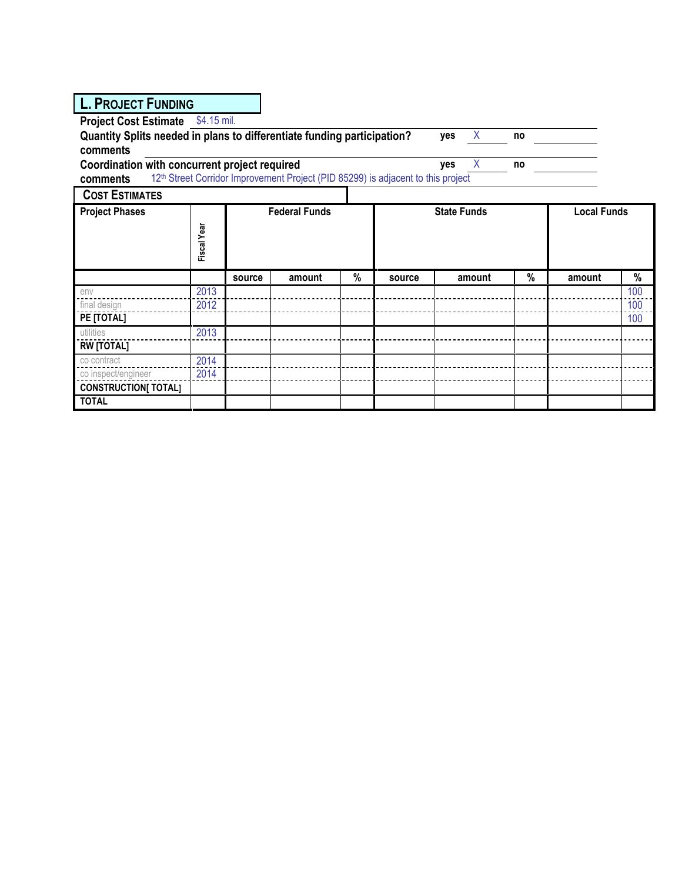## L. Project Funding

**Project Cost Estimate** $4.15 mil.

**Quantity Splits needed in plans to differentiate funding participation?** **yes** X **no**

**comments**

**Coordination with concurrent project required** **yes** X **no**

**comments** 12th Street Corridor Improvement Project (PID 85299) is adjacent to this project

### Cost Estimates

| Project Phases | Fiscal Year | Federal Funds | | | State Funds | | | Local Funds | |
|---|---|---|---|---|---|---|---|---|---|
| | | source | amount | % | source | amount | % | amount | % |
| env | 2013 | | | | | | | | 100 |
| final design | 2012 | | | | | | | | 100 |
| **PE [TOTAL]** | | | | | | | | | 100 |
| utilities | 2013 | | | | | | | | |
| **RW [TOTAL]** | | | | | | | | | |
| co contract | 2014 | | | | | | | | |
| co inspect/engineer | 2014 | | | | | | | | |
| **CONSTRUCTION[ TOTAL]** | | | | | | | | | |
| **TOTAL** | | | | | | | | | |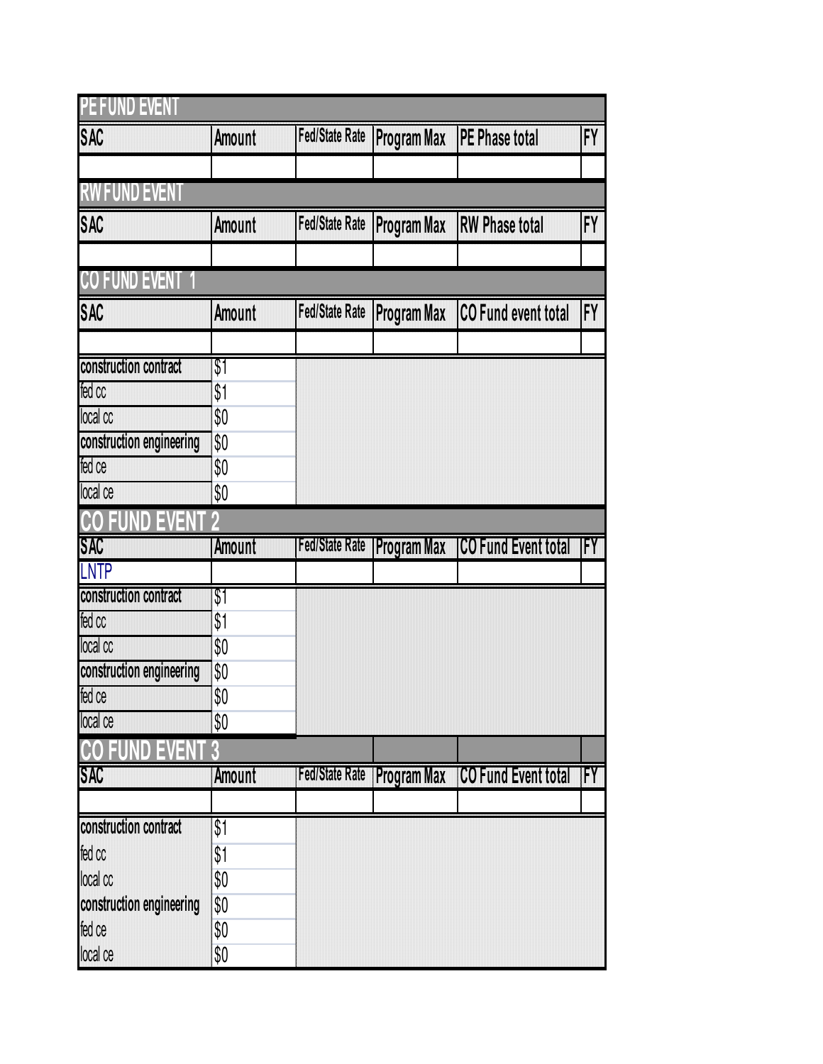## PE FUND EVENT

| SAC | Amount | Fed/State Rate | Program Max | PE Phase total | FY |
|---|---|---|---|---|---|
| | | | | | |

## RW FUND EVENT

| SAC | Amount | Fed/State Rate | Program Max | RW Phase total | FY |
|---|---|---|---|---|---|
| | | | | | |

## CO FUND EVENT 1

| SAC | Amount | Fed/State Rate | Program Max | CO Fund event total | FY |
|---|---|---|---|---|---|
| | | | | | |
| construction contract | $1 | | | | |
| fed cc | $1 | | | | |
| local cc | $0 | | | | |
| construction engineering | $0 | | | | |
| fed ce | $0 | | | | |
| local ce | $0 | | | | |

## CO FUND EVENT 2

| SAC | Amount | Fed/State Rate | Program Max | CO Fund Event total | FY |
|---|---|---|---|---|---|
| LNTP | | | | | |
| construction contract | $1 | | | | |
| fed cc | $1 | | | | |
| local cc | $0 | | | | |
| construction engineering | $0 | | | | |
| fed ce | $0 | | | | |
| local ce | $0 | | | | |

## CO FUND EVENT 3

| SAC | Amount | Fed/State Rate | Program Max | CO Fund Event total | FY |
|---|---|---|---|---|---|
| | | | | | |
| construction contract | $1 | | | | |
| fed cc | $1 | | | | |
| local cc | $0 | | | | |
| construction engineering | $0 | | | | |
| fed ce | $0 | | | | |
| local ce | $0 | | | | |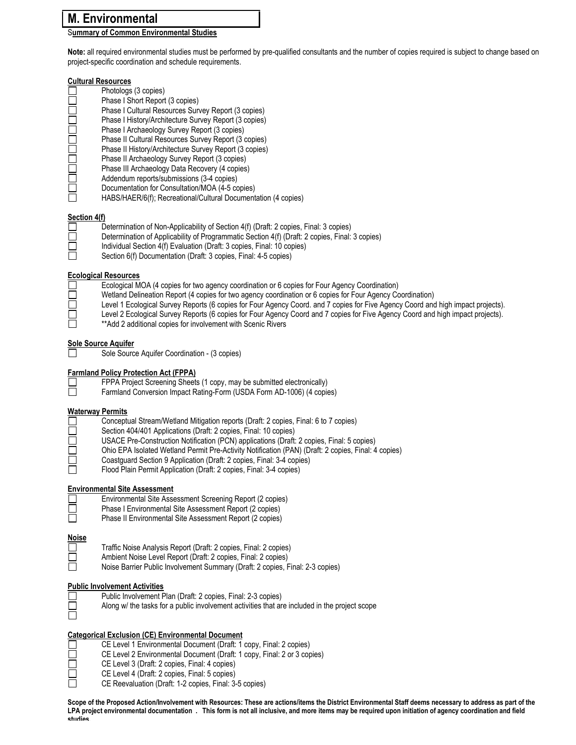## M. Environmental

**Summary of Common Environmental Studies**

**Note:** all required environmental studies must be performed by pre-qualified consultants and the number of copies required is subject to change based on project-specific coordination and schedule requirements.

**Cultural Resources**

- ☐ Photologs (3 copies)
- ☐ Phase I Short Report (3 copies)
- ☐ Phase I Cultural Resources Survey Report (3 copies)
- ☐ Phase I History/Architecture Survey Report (3 copies)
- ☐ Phase I Archaeology Survey Report (3 copies)
- ☐ Phase II Cultural Resources Survey Report (3 copies)
- ☐ Phase II History/Architecture Survey Report (3 copies)
- ☐ Phase II Archaeology Survey Report (3 copies)
- ☐ Phase III Archaeology Data Recovery (4 copies)
- ☐ Addendum reports/submissions (3-4 copies)
- ☐ Documentation for Consultation/MOA (4-5 copies)
- ☐ HABS/HAER/6(f); Recreational/Cultural Documentation (4 copies)

**Section 4(f)**

- ☐ Determination of Non-Applicability of Section 4(f) (Draft: 2 copies, Final: 3 copies)
- ☐ Determination of Applicability of Programmatic Section 4(f) (Draft: 2 copies, Final: 3 copies)
- ☐ Individual Section 4(f) Evaluation (Draft: 3 copies, Final: 10 copies)
- ☐ Section 6(f) Documentation (Draft: 3 copies, Final: 4-5 copies)

**Ecological Resources**

- ☐ Ecological MOA (4 copies for two agency coordination or 6 copies for Four Agency Coordination)
- ☐ Wetland Delineation Report (4 copies for two agency coordination or 6 copies for Four Agency Coordination)
- ☐ Level 1 Ecological Survey Reports (6 copies for Four Agency Coord. and 7 copies for Five Agency Coord and high impact projects).
- ☐ Level 2 Ecological Survey Reports (6 copies for Four Agency Coord and 7 copies for Five Agency Coord and high impact projects).
- ☐ **Add 2 additional copies for involvement with Scenic Rivers

**Sole Source Aquifer**

- ☐ Sole Source Aquifer Coordination - (3 copies)

**Farmland Policy Protection Act (FPPA)**

- ☐ FPPA Project Screening Sheets (1 copy, may be submitted electronically)
- ☐ Farmland Conversion Impact Rating-Form (USDA Form AD-1006) (4 copies)

**Waterway Permits**

- ☐ Conceptual Stream/Wetland Mitigation reports (Draft: 2 copies, Final: 6 to 7 copies)
- ☐ Section 404/401 Applications (Draft: 2 copies, Final: 10 copies)
- ☐ USACE Pre-Construction Notification (PCN) applications (Draft: 2 copies, Final: 5 copies)
- ☐ Ohio EPA Isolated Wetland Permit Pre-Activity Notification (PAN) (Draft: 2 copies, Final: 4 copies)
- ☐ Coastguard Section 9 Application (Draft: 2 copies, Final: 3-4 copies)
- ☐ Flood Plain Permit Application (Draft: 2 copies, Final: 3-4 copies)

**Environmental Site Assessment**

- ☐ Environmental Site Assessment Screening Report (2 copies)
- ☐ Phase I Environmental Site Assessment Report (2 copies)
- ☐ Phase II Environmental Site Assessment Report (2 copies)

**Noise**

- ☐ Traffic Noise Analysis Report (Draft: 2 copies, Final: 2 copies)
- ☐ Ambient Noise Level Report (Draft: 2 copies, Final: 2 copies)
- ☐ Noise Barrier Public Involvement Summary (Draft: 2 copies, Final: 2-3 copies)

**Public Involvement Activities**

- ☐ Public Involvement Plan (Draft: 2 copies, Final: 2-3 copies)
- ☐ Along w/ the tasks for a public involvement activities that are included in the project scope
- ☐

**Categorical Exclusion (CE) Environmental Document**

- ☐ CE Level 1 Environmental Document (Draft: 1 copy, Final: 2 copies)
- ☐ CE Level 2 Environmental Document (Draft: 1 copy, Final: 2 or 3 copies)
- ☐ CE Level 3 (Draft: 2 copies, Final: 4 copies)
- ☐ CE Level 4 (Draft: 2 copies, Final: 5 copies)
- ☐ CE Reevaluation (Draft: 1-2 copies, Final: 3-5 copies)

**Scope of the Proposed Action/Involvement with Resources: These are actions/items the District Environmental Staff deems necessary to address as part of the LPA project environmental documentation . This form is not all inclusive, and more items may be required upon initiation of agency coordination and field studies.**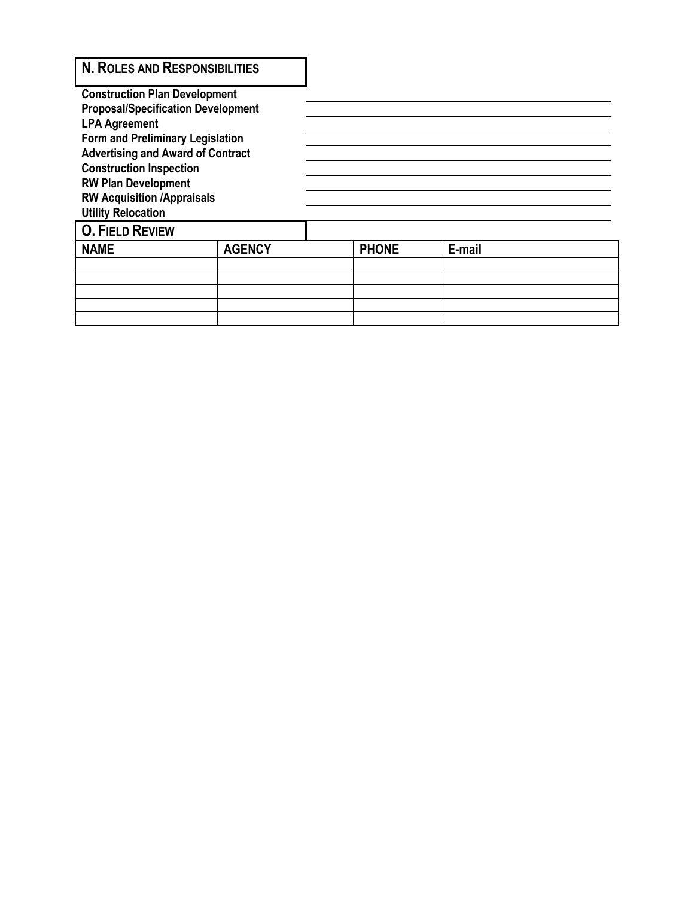## N. ROLES AND RESPONSIBILITIES

**Construction Plan Development** \_\_\_\_\_\_\_\_\_\_\_\_\_\_\_\_\_\_\_\_\_\_\_\_\_\_\_\_\_\_

**Proposal/Specification Development** \_\_\_\_\_\_\_\_\_\_\_\_\_\_\_\_\_\_\_\_\_\_\_\_\_\_\_\_\_\_

**LPA Agreement** \_\_\_\_\_\_\_\_\_\_\_\_\_\_\_\_\_\_\_\_\_\_\_\_\_\_\_\_\_\_

**Form and Preliminary Legislation** \_\_\_\_\_\_\_\_\_\_\_\_\_\_\_\_\_\_\_\_\_\_\_\_\_\_\_\_\_\_

**Advertising and Award of Contract** \_\_\_\_\_\_\_\_\_\_\_\_\_\_\_\_\_\_\_\_\_\_\_\_\_\_\_\_\_\_

**Construction Inspection** \_\_\_\_\_\_\_\_\_\_\_\_\_\_\_\_\_\_\_\_\_\_\_\_\_\_\_\_\_\_

**RW Plan Development** \_\_\_\_\_\_\_\_\_\_\_\_\_\_\_\_\_\_\_\_\_\_\_\_\_\_\_\_\_\_

**RW Acquisition /Appraisals** \_\_\_\_\_\_\_\_\_\_\_\_\_\_\_\_\_\_\_\_\_\_\_\_\_\_\_\_\_\_

**Utility Relocation** \_\_\_\_\_\_\_\_\_\_\_\_\_\_\_\_\_\_\_\_\_\_\_\_\_\_\_\_\_\_

## O. FIELD REVIEW

| NAME | AGENCY | PHONE | E-mail |
|---|---|---|---|
| | | | |
| | | | |
| | | | |
| | | | |
| | | | |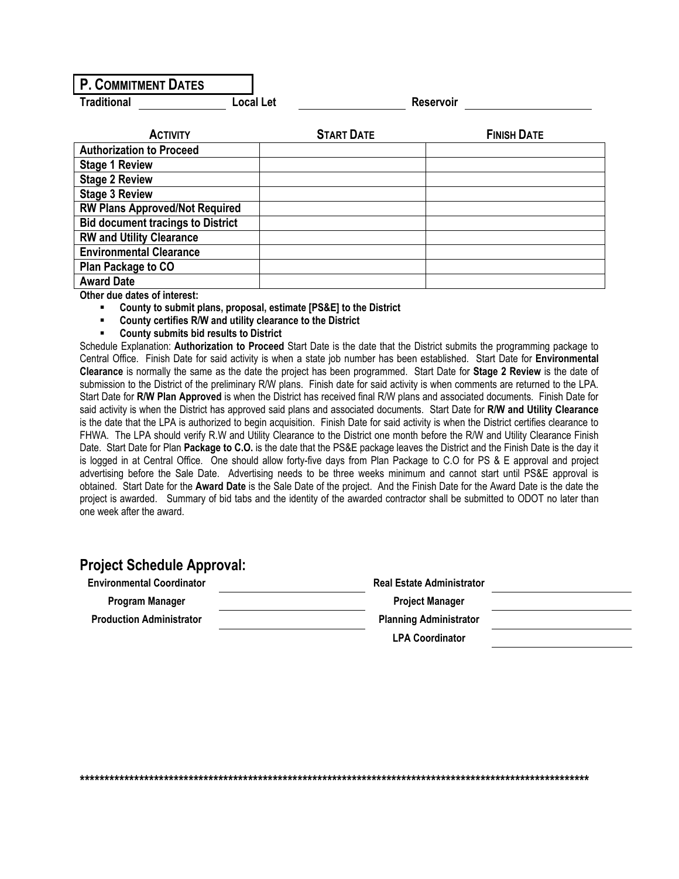## P. COMMITMENT DATES

**Traditional** ______________ **Local Let** ________________ **Reservoir** ____________________

| ACTIVITY | START DATE | FINISH DATE |
| --- | --- | --- |
| **Authorization to Proceed** | | |
| **Stage 1 Review** | | |
| **Stage 2 Review** | | |
| **Stage 3 Review** | | |
| **RW Plans Approved/Not Required** | | |
| **Bid document tracings to District** | | |
| **RW and Utility Clearance** | | |
| **Environmental Clearance** | | |
| **Plan Package to CO** | | |
| **Award Date** | | |

**Other due dates of interest:**

- **County to submit plans, proposal, estimate [PS&E] to the District**
- **County certifies R/W and utility clearance to the District**
- **County submits bid results to District**

Schedule Explanation: **Authorization to Proceed** Start Date is the date that the District submits the programming package to Central Office. Finish Date for said activity is when a state job number has been established. Start Date for **Environmental Clearance** is normally the same as the date the project has been programmed. Start Date for **Stage 2 Review** is the date of submission to the District of the preliminary R/W plans. Finish date for said activity is when comments are returned to the LPA. Start Date for **R/W Plan Approved** is when the District has received final R/W plans and associated documents. Finish Date for said activity is when the District has approved said plans and associated documents. Start Date for **R/W and Utility Clearance** is the date that the LPA is authorized to begin acquisition. Finish Date for said activity is when the District certifies clearance to FHWA. The LPA should verify R.W and Utility Clearance to the District one month before the R/W and Utility Clearance Finish Date. Start Date for Plan **Package to C.O.** is the date that the PS&E package leaves the District and the Finish Date is the day it is logged in at Central Office. One should allow forty-five days from Plan Package to C.O for PS & E approval and project advertising before the Sale Date. Advertising needs to be three weeks minimum and cannot start until PS&E approval is obtained. Start Date for the **Award Date** is the Sale Date of the project. And the Finish Date for the Award Date is the date the project is awarded. Summary of bid tabs and the identity of the awarded contractor shall be submitted to ODOT no later than one week after the award.

## Project Schedule Approval:

| | | | |
| --- | --- | --- | --- |
| **Environmental Coordinator** | ____________________ | **Real Estate Administrator** | ____________________ |
| **Program Manager** | ____________________ | **Project Manager** | ____________________ |
| **Production Administrator** | ____________________ | **Planning Administrator** | ____________________ |
| | | **LPA Coordinator** | ____________________ |

**********************************************************************************************************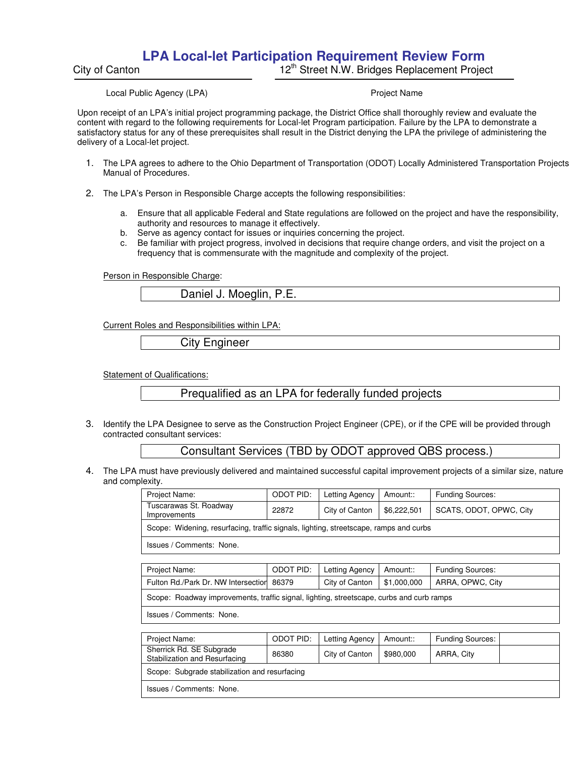# LPA Local-let Participation Requirement Review Form

City of Canton — 12th Street N.W. Bridges Replacement Project

Local Public Agency (LPA) — Project Name

Upon receipt of an LPA's initial project programming package, the District Office shall thoroughly review and evaluate the content with regard to the following requirements for Local-let Program participation. Failure by the LPA to demonstrate a satisfactory status for any of these prerequisites shall result in the District denying the LPA the privilege of administering the delivery of a Local-let project.

1. The LPA agrees to adhere to the Ohio Department of Transportation (ODOT) Locally Administered Transportation Projects Manual of Procedures.

2. The LPA's Person in Responsible Charge accepts the following responsibilities:

   a. Ensure that all applicable Federal and State regulations are followed on the project and have the responsibility, authority and resources to manage it effectively.
   b. Serve as agency contact for issues or inquiries concerning the project.
   c. Be familiar with project progress, involved in decisions that require change orders, and visit the project on a frequency that is commensurate with the magnitude and complexity of the project.

   Person in Responsible Charge:

   Daniel J. Moeglin, P.E.

   Current Roles and Responsibilities within LPA:

   City Engineer

   Statement of Qualifications:

   Prequalified as an LPA for federally funded projects

3. Identify the LPA Designee to serve as the Construction Project Engineer (CPE), or if the CPE will be provided through contracted consultant services:

   Consultant Services (TBD by ODOT approved QBS process.)

4. The LPA must have previously delivered and maintained successful capital improvement projects of a similar size, nature and complexity.

| Project Name: | ODOT PID: | Letting Agency | Amount:: | Funding Sources: |
|---|---|---|---|---|
| Tuscarawas St. Roadway Improvements | 22872 | City of Canton | $6,222,501 | SCATS, ODOT, OPWC, City |
| Scope: Widening, resurfacing, traffic signals, lighting, streetscape, ramps and curbs | | | | |
| Issues / Comments: None. | | | | |

| Project Name: | ODOT PID: | Letting Agency | Amount:: | Funding Sources: |
|---|---|---|---|---|
| Fulton Rd./Park Dr. NW Intersection | 86379 | City of Canton | $1,000,000 | ARRA, OPWC, City |
| Scope: Roadway improvements, traffic signal, lighting, streetscape, curbs and curb ramps | | | | |
| Issues / Comments: None. | | | | |

| Project Name: | ODOT PID: | Letting Agency | Amount:: | Funding Sources: |
|---|---|---|---|---|
| Sherrick Rd. SE Subgrade Stabilization and Resurfacing | 86380 | City of Canton | $980,000 | ARRA, City |
| Scope: Subgrade stabilization and resurfacing | | | | |
| Issues / Comments: None. | | | | |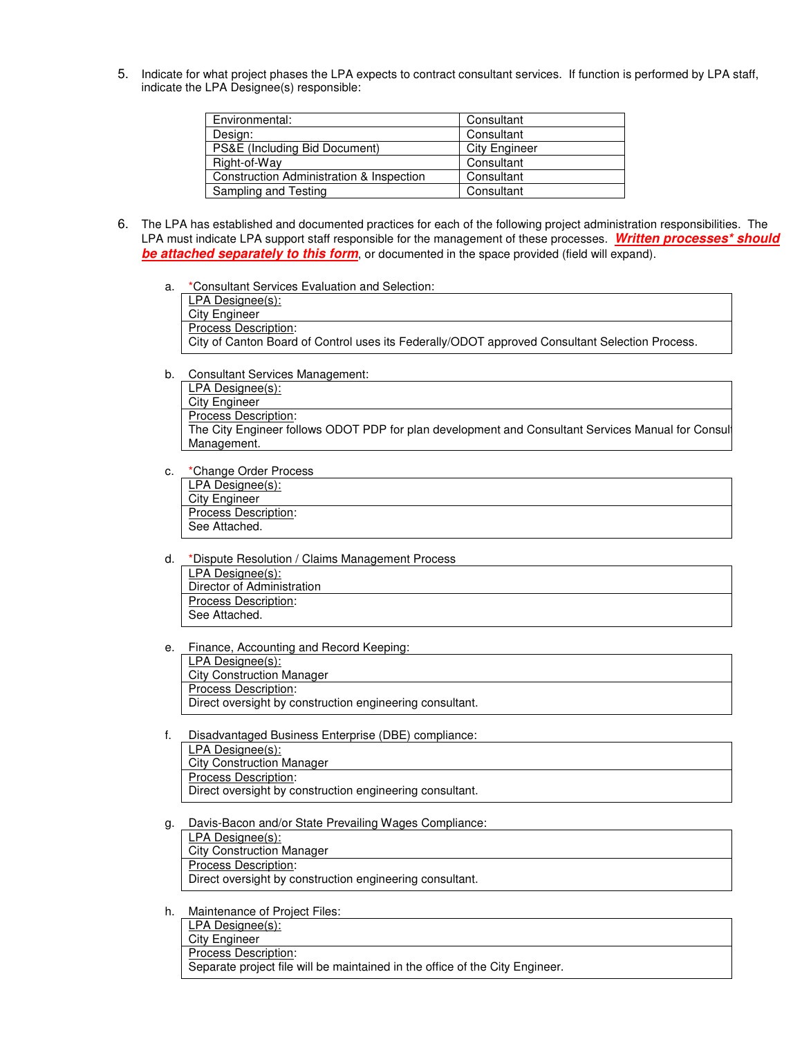5. Indicate for what project phases the LPA expects to contract consultant services. If function is performed by LPA staff, indicate the LPA Designee(s) responsible:

| Environmental: | Consultant |
|---|---|
| Design: | Consultant |
| PS&E (Including Bid Document) | City Engineer |
| Right-of-Way | Consultant |
| Construction Administration & Inspection | Consultant |
| Sampling and Testing | Consultant |

6. The LPA has established and documented practices for each of the following project administration responsibilities. The LPA must indicate LPA support staff responsible for the management of these processes. ***Written processes* should be attached separately to this form***, or documented in the space provided (field will expand).

   a. *Consultant Services Evaluation and Selection:

   LPA Designee(s):
   City Engineer

   Process Description:
   City of Canton Board of Control uses its Federally/ODOT approved Consultant Selection Process.

   b. Consultant Services Management:

   LPA Designee(s):
   City Engineer

   Process Description:
   The City Engineer follows ODOT PDP for plan development and Consultant Services Manual for Consul Management.

   c. *Change Order Process

   LPA Designee(s):
   City Engineer

   Process Description:
   See Attached.

   d. *Dispute Resolution / Claims Management Process

   LPA Designee(s):
   Director of Administration

   Process Description:
   See Attached.

   e. Finance, Accounting and Record Keeping:

   LPA Designee(s):
   City Construction Manager

   Process Description:
   Direct oversight by construction engineering consultant.

   f. Disadvantaged Business Enterprise (DBE) compliance:

   LPA Designee(s):
   City Construction Manager

   Process Description:
   Direct oversight by construction engineering consultant.

   g. Davis-Bacon and/or State Prevailing Wages Compliance:

   LPA Designee(s):
   City Construction Manager

   Process Description:
   Direct oversight by construction engineering consultant.

   h. Maintenance of Project Files:

   LPA Designee(s):
   City Engineer

   Process Description:
   Separate project file will be maintained in the office of the City Engineer.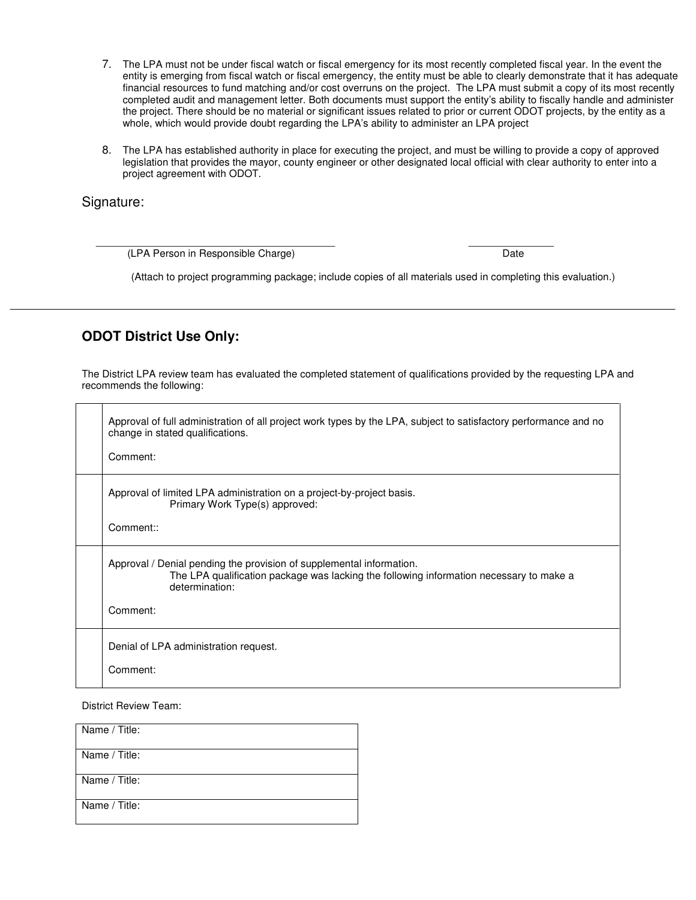7. The LPA must not be under fiscal watch or fiscal emergency for its most recently completed fiscal year. In the event the entity is emerging from fiscal watch or fiscal emergency, the entity must be able to clearly demonstrate that it has adequate financial resources to fund matching and/or cost overruns on the project. The LPA must submit a copy of its most recently completed audit and management letter. Both documents must support the entity's ability to fiscally handle and administer the project. There should be no material or significant issues related to prior or current ODOT projects, by the entity as a whole, which would provide doubt regarding the LPA's ability to administer an LPA project

8. The LPA has established authority in place for executing the project, and must be willing to provide a copy of approved legislation that provides the mayor, county engineer or other designated local official with clear authority to enter into a project agreement with ODOT.

Signature:

\_\_\_\_\_\_\_\_\_\_\_\_\_\_\_\_\_\_\_\_\_\_\_\_\_\_\_\_\_\_\_\_\_\_\_\_\_\_ \_\_\_\_\_\_\_\_\_\_\_\_\_\_\_\_

(LPA Person in Responsible Charge) Date

(Attach to project programming package; include copies of all materials used in completing this evaluation.)

---

## ODOT District Use Only:

The District LPA review team has evaluated the completed statement of qualifications provided by the requesting LPA and recommends the following:

| | |
|---|---|
| | Approval of full administration of all project work types by the LPA, subject to satisfactory performance and no change in stated qualifications.<br><br>Comment: |
| | Approval of limited LPA administration on a project-by-project basis.<br>Primary Work Type(s) approved:<br><br>Comment:: |
| | Approval / Denial pending the provision of supplemental information.<br>The LPA qualification package was lacking the following information necessary to make a determination:<br><br>Comment: |
| | Denial of LPA administration request.<br><br>Comment: |

District Review Team:

| |
|---|
| Name / Title: |
| Name / Title: |
| Name / Title: |
| Name / Title: |